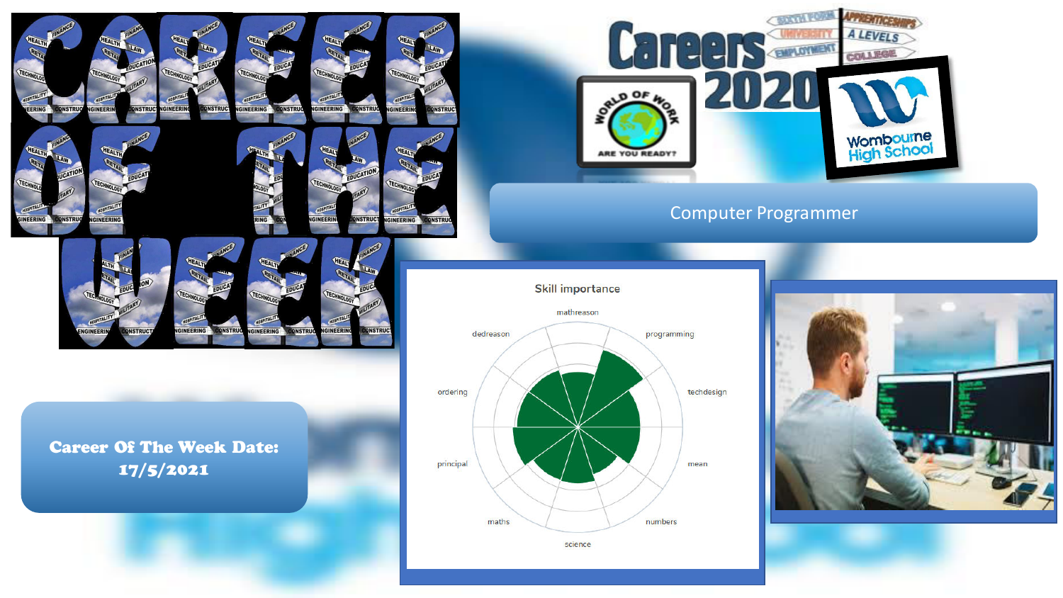# CAREER OF THE WEEK

Careers 2020

WORLD OF WORK — ARE YOU READY?

Wombourne High School

## Computer Programmer

**Career Of The Week Date: 17/5/2021**

Skill importance

mathreason, programming, techdesign, mean, numbers, science, maths, principal, ordering, dedreason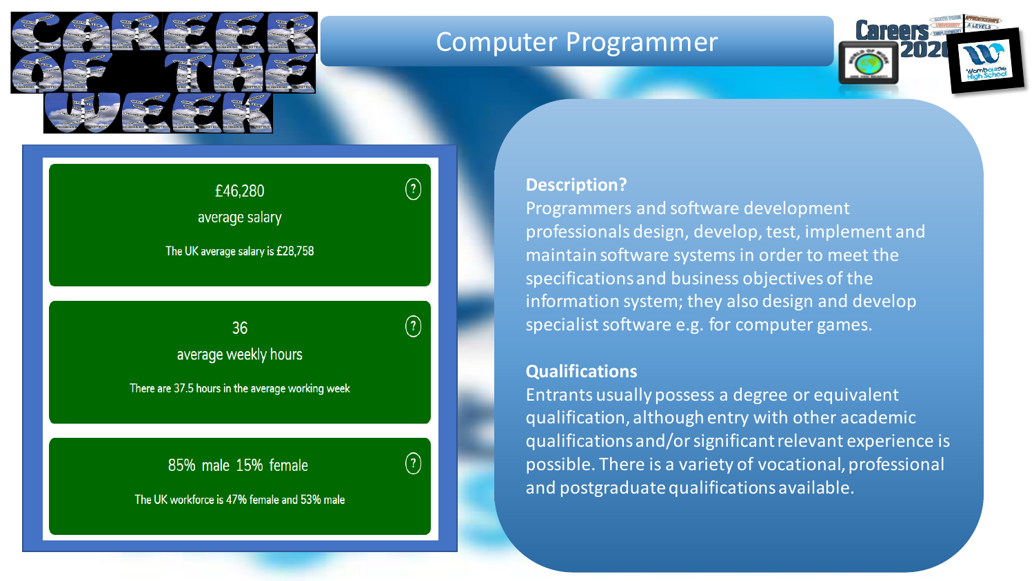# Career of the Week

## Computer Programmer

£46,280

average salary

The UK average salary is £28,758

36

average weekly hours

There are 37.5 hours in the average working week

85% male 15% female

The UK workforce is 47% female and 53% male

**Description?**

Programmers and software development professionals design, develop, test, implement and maintain software systems in order to meet the specifications and business objectives of the information system; they also design and develop specialist software e.g. for computer games.

**Qualifications**

Entrants usually possess a degree or equivalent qualification, although entry with other academic qualifications and/or significant relevant experience is possible. There is a variety of vocational, professional and postgraduate qualifications available.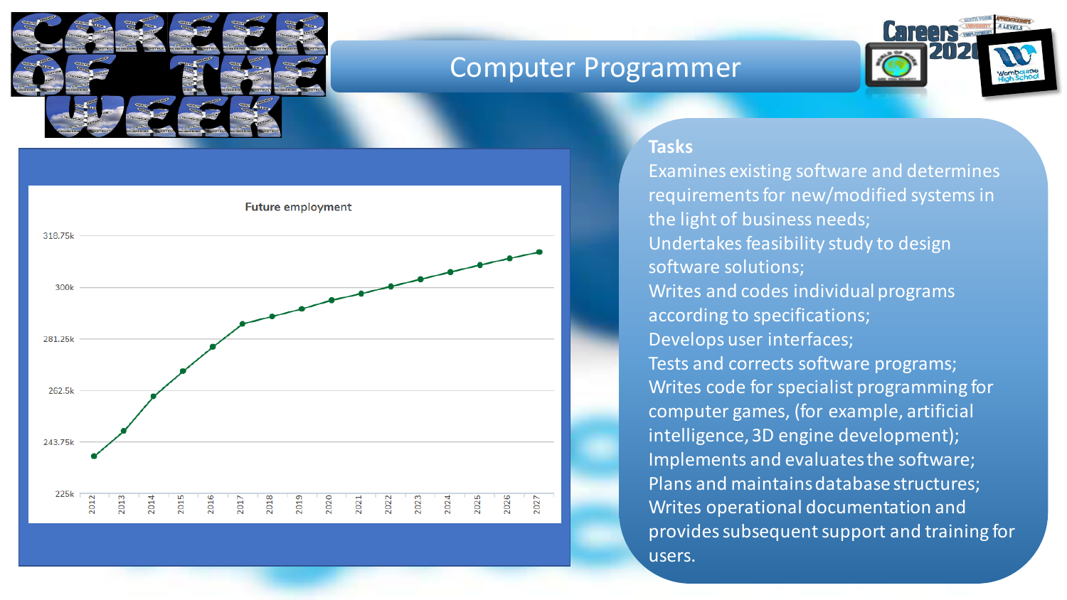# Career of the Week

## Computer Programmer

Careers 2020

**Future employment**

| Year | Employment (approx.) |
|---|---|
| 2012 | |
| 2013 | |
| 2014 | |
| 2015 | |
| 2016 | |
| 2017 | |
| 2018 | |
| 2019 | |
| 2020 | |
| 2021 | |
| 2022 | |
| 2023 | |
| 2024 | |
| 2025 | |
| 2026 | |
| 2027 | |

Y-axis: 225k, 243.75k, 262.5k, 281.25k, 300k, 318.75k

### Tasks

Examines existing software and determines requirements for new/modified systems in the light of business needs;
Undertakes feasibility study to design software solutions;
Writes and codes individual programs according to specifications;
Develops user interfaces;
Tests and corrects software programs;
Writes code for specialist programming for computer games, (for example, artificial intelligence, 3D engine development);
Implements and evaluates the software;
Plans and maintains database structures;
Writes operational documentation and provides subsequent support and training for users.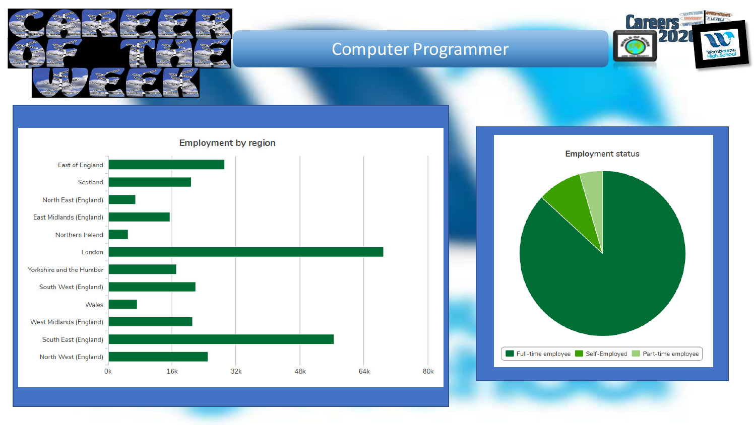# Computer Programmer

Career of the Week

Careers 2020

Wombwell High School

## Employment by region

East of England
Scotland
North East (England)
East Midlands (England)
Northern Ireland
London
Yorkshire and the Humber
South West (England)
Wales
West Midlands (England)
South East (England)
North West (England)

0k
16k
32k
48k
64k
80k

## Employment status

Full-time employee
Self-Employed
Part-time employee